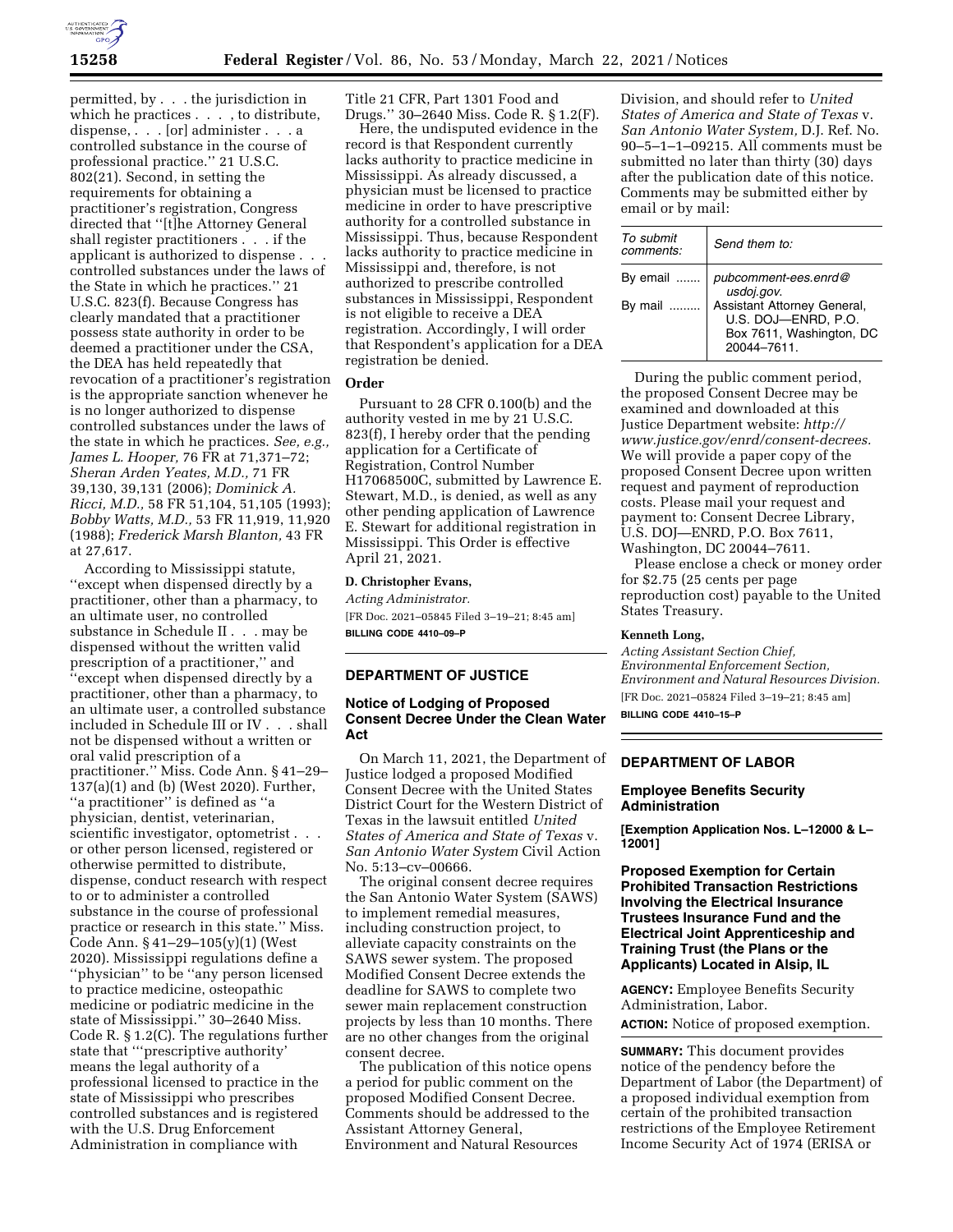permitted, by . . . the jurisdiction in which he practices . . . , to distribute, dispense, . . . [or] administer . . . a controlled substance in the course of professional practice.'' 21 U.S.C. 802(21). Second, in setting the requirements for obtaining a practitioner's registration, Congress directed that ''[t]he Attorney General shall register practitioners . . . if the applicant is authorized to dispense . . . controlled substances under the laws of the State in which he practices.'' 21 U.S.C. 823(f). Because Congress has clearly mandated that a practitioner possess state authority in order to be deemed a practitioner under the CSA, the DEA has held repeatedly that revocation of a practitioner's registration is the appropriate sanction whenever he is no longer authorized to dispense controlled substances under the laws of the state in which he practices. *See, e.g., James L. Hooper,* 76 FR at 71,371–72; *Sheran Arden Yeates, M.D.,* 71 FR 39,130, 39,131 (2006); *Dominick A. Ricci, M.D.,* 58 FR 51,104, 51,105 (1993); *Bobby Watts, M.D.,* 53 FR 11,919, 11,920 (1988); *Frederick Marsh Blanton,* 43 FR at 27,617.

According to Mississippi statute, ''except when dispensed directly by a practitioner, other than a pharmacy, to an ultimate user, no controlled substance in Schedule II . . . may be dispensed without the written valid prescription of a practitioner,'' and ''except when dispensed directly by a practitioner, other than a pharmacy, to an ultimate user, a controlled substance included in Schedule III or IV . . . shall not be dispensed without a written or oral valid prescription of a practitioner.'' Miss. Code Ann. § 41–29–137(a)(1) and (b) (West 2020). Further, ''a practitioner'' is defined as ''a physician, dentist, veterinarian, scientific investigator, optometrist . . . or other person licensed, registered or otherwise permitted to distribute, dispense, conduct research with respect to or to administer a controlled substance in the course of professional practice or research in this state.'' Miss. Code Ann. § 41–29–105(y)(1) (West 2020). Mississippi regulations define a ''physician'' to be ''any person licensed to practice medicine, osteopathic medicine or podiatric medicine in the state of Mississippi.'' 30–2640 Miss. Code R. § 1.2(C). The regulations further state that '''prescriptive authority' means the legal authority of a professional licensed to practice in the state of Mississippi who prescribes controlled substances and is registered with the U.S. Drug Enforcement Administration in compliance with Title 21 CFR, Part 1301 Food and Drugs.'' 30–2640 Miss. Code R. § 1.2(F).

Here, the undisputed evidence in the record is that Respondent currently lacks authority to practice medicine in Mississippi. As already discussed, a physician must be licensed to practice medicine in order to have prescriptive authority for a controlled substance in Mississippi. Thus, because Respondent lacks authority to practice medicine in Mississippi and, therefore, is not authorized to prescribe controlled substances in Mississippi, Respondent is not eligible to receive a DEA registration. Accordingly, I will order that Respondent's application for a DEA registration be denied.

## Order

Pursuant to 28 CFR 0.100(b) and the authority vested in me by 21 U.S.C. 823(f), I hereby order that the pending application for a Certificate of Registration, Control Number H17068500C, submitted by Lawrence E. Stewart, M.D., is denied, as well as any other pending application of Lawrence E. Stewart for additional registration in Mississippi. This Order is effective April 21, 2021.

**D. Christopher Evans,**

*Acting Administrator.*

[FR Doc. 2021–05845 Filed 3–19–21; 8:45 am]

**BILLING CODE 4410–09–P**

---

# DEPARTMENT OF JUSTICE

## Notice of Lodging of Proposed Consent Decree Under the Clean Water Act

On March 11, 2021, the Department of Justice lodged a proposed Modified Consent Decree with the United States District Court for the Western District of Texas in the lawsuit entitled *United States of America and State of Texas* v. *San Antonio Water System* Civil Action No. 5:13–cv–00666.

The original consent decree requires the San Antonio Water System (SAWS) to implement remedial measures, including construction project, to alleviate capacity constraints on the SAWS sewer system. The proposed Modified Consent Decree extends the deadline for SAWS to complete two sewer main replacement construction projects by less than 10 months. There are no other changes from the original consent decree.

The publication of this notice opens a period for public comment on the proposed Modified Consent Decree. Comments should be addressed to the Assistant Attorney General, Environment and Natural Resources Division, and should refer to *United States of America and State of Texas* v. *San Antonio Water System,* D.J. Ref. No. 90–5–1–1–09215. All comments must be submitted no later than thirty (30) days after the publication date of this notice. Comments may be submitted either by email or by mail:

| *To submit comments:* | *Send them to:* |
|---|---|
| By email ....... | *pubcomment-ees.enrd@usdoj.gov.* |
| By mail ......... | Assistant Attorney General, U.S. DOJ—ENRD, P.O. Box 7611, Washington, DC 20044–7611. |

During the public comment period, the proposed Consent Decree may be examined and downloaded at this Justice Department website: *http://www.justice.gov/enrd/consent-decrees.* We will provide a paper copy of the proposed Consent Decree upon written request and payment of reproduction costs. Please mail your request and payment to: Consent Decree Library, U.S. DOJ—ENRD, P.O. Box 7611, Washington, DC 20044–7611.

Please enclose a check or money order for $2.75 (25 cents per page reproduction cost) payable to the United States Treasury.

**Kenneth Long,**

*Acting Assistant Section Chief, Environmental Enforcement Section, Environment and Natural Resources Division.*

[FR Doc. 2021–05824 Filed 3–19–21; 8:45 am]

**BILLING CODE 4410–15–P**

---

# DEPARTMENT OF LABOR

## Employee Benefits Security Administration

**[Exemption Application Nos. L–12000 & L–12001]**

## Proposed Exemption for Certain Prohibited Transaction Restrictions Involving the Electrical Insurance Trustees Insurance Fund and the Electrical Joint Apprenticeship and Training Trust (the Plans or the Applicants) Located in Alsip, IL

**AGENCY:** Employee Benefits Security Administration, Labor.

**ACTION:** Notice of proposed exemption.

**SUMMARY:** This document provides notice of the pendency before the Department of Labor (the Department) of a proposed individual exemption from certain of the prohibited transaction restrictions of the Employee Retirement Income Security Act of 1974 (ERISA or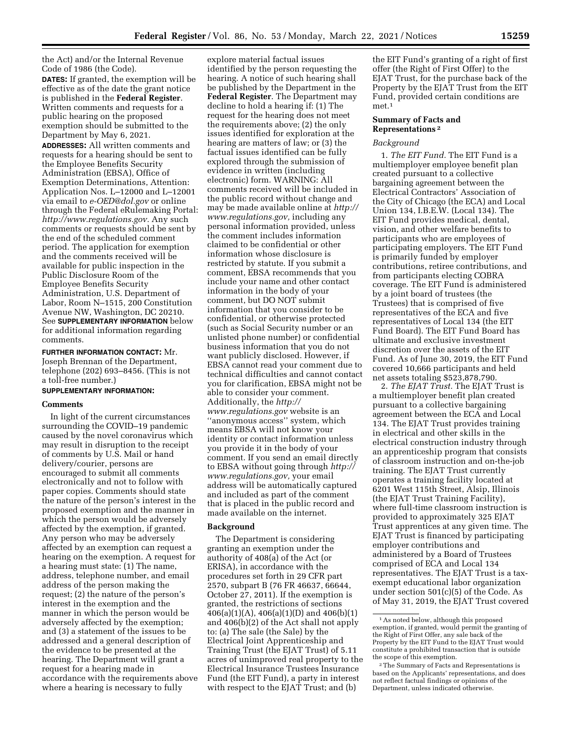the Act) and/or the Internal Revenue Code of 1986 (the Code).

**DATES:** If granted, the exemption will be effective as of the date the grant notice is published in the **Federal Register**. Written comments and requests for a public hearing on the proposed exemption should be submitted to the Department by May 6, 2021.

**ADDRESSES:** All written comments and requests for a hearing should be sent to the Employee Benefits Security Administration (EBSA), Office of Exemption Determinations, Attention: Application Nos. L–12000 and L–12001 via email to *e-OED@dol.gov* or online through the Federal eRulemaking Portal: *http://www.regulations.gov.* Any such comments or requests should be sent by the end of the scheduled comment period. The application for exemption and the comments received will be available for public inspection in the Public Disclosure Room of the Employee Benefits Security Administration, U.S. Department of Labor, Room N–1515, 200 Constitution Avenue NW, Washington, DC 20210. See **SUPPLEMENTARY INFORMATION** below for additional information regarding comments.

**FURTHER INFORMATION CONTACT:** Mr. Joseph Brennan of the Department, telephone (202) 693–8456. (This is not a toll-free number.)

**SUPPLEMENTARY INFORMATION:**

## Comments

In light of the current circumstances surrounding the COVID–19 pandemic caused by the novel coronavirus which may result in disruption to the receipt of comments by U.S. Mail or hand delivery/courier, persons are encouraged to submit all comments electronically and not to follow with paper copies. Comments should state the nature of the person's interest in the proposed exemption and the manner in which the person would be adversely affected by the exemption, if granted. Any person who may be adversely affected by an exemption can request a hearing on the exemption. A request for a hearing must state: (1) The name, address, telephone number, and email address of the person making the request; (2) the nature of the person's interest in the exemption and the manner in which the person would be adversely affected by the exemption; and (3) a statement of the issues to be addressed and a general description of the evidence to be presented at the hearing. The Department will grant a request for a hearing made in accordance with the requirements above where a hearing is necessary to fully explore material factual issues identified by the person requesting the hearing. A notice of such hearing shall be published by the Department in the **Federal Register**. The Department may decline to hold a hearing if: (1) The request for the hearing does not meet the requirements above; (2) the only issues identified for exploration at the hearing are matters of law; or (3) the factual issues identified can be fully explored through the submission of evidence in written (including electronic) form. WARNING: All comments received will be included in the public record without change and may be made available online at *http://www.regulations.gov,* including any personal information provided, unless the comment includes information claimed to be confidential or other information whose disclosure is restricted by statute. If you submit a comment, EBSA recommends that you include your name and other contact information in the body of your comment, but DO NOT submit information that you consider to be confidential, or otherwise protected (such as Social Security number or an unlisted phone number) or confidential business information that you do not want publicly disclosed. However, if EBSA cannot read your comment due to technical difficulties and cannot contact you for clarification, EBSA might not be able to consider your comment. Additionally, the *http://www.regulations.gov* website is an ''anonymous access'' system, which means EBSA will not know your identity or contact information unless you provide it in the body of your comment. If you send an email directly to EBSA without going through *http://www.regulations.gov,* your email address will be automatically captured and included as part of the comment that is placed in the public record and made available on the internet.

## Background

The Department is considering granting an exemption under the authority of 408(a) of the Act (or ERISA), in accordance with the procedures set forth in 29 CFR part 2570, subpart B (76 FR 46637, 66644, October 27, 2011). If the exemption is granted, the restrictions of sections 406(a)(1)(A), 406(a)(1)(D) and 406(b)(1) and 406(b)(2) of the Act shall not apply to: (a) The sale (the Sale) by the Electrical Joint Apprenticeship and Training Trust (the EJAT Trust) of 5.11 acres of unimproved real property to the Electrical Insurance Trustees Insurance Fund (the EIT Fund), a party in interest with respect to the EJAT Trust; and (b) the EIT Fund's granting of a right of first offer (the Right of First Offer) to the EJAT Trust, for the purchase back of the Property by the EJAT Trust from the EIT Fund, provided certain conditions are met.[1]

## Summary of Facts and Representations [2]

### Background

1. *The EIT Fund.* The EIT Fund is a multiemployer employee benefit plan created pursuant to a collective bargaining agreement between the Electrical Contractors' Association of the City of Chicago (the ECA) and Local Union 134, I.B.E.W. (Local 134). The EIT Fund provides medical, dental, vision, and other welfare benefits to participants who are employees of participating employers. The EIT Fund is primarily funded by employer contributions, retiree contributions, and from participants electing COBRA coverage. The EIT Fund is administered by a joint board of trustees (the Trustees) that is comprised of five representatives of the ECA and five representatives of Local 134 (the EIT Fund Board). The EIT Fund Board has ultimate and exclusive investment discretion over the assets of the EIT Fund. As of June 30, 2019, the EIT Fund covered 10,666 participants and held net assets totaling $523,878,790.

2. *The EJAT Trust.* The EJAT Trust is a multiemployer benefit plan created pursuant to a collective bargaining agreement between the ECA and Local 134. The EJAT Trust provides training in electrical and other skills in the electrical construction industry through an apprenticeship program that consists of classroom instruction and on-the-job training. The EJAT Trust currently operates a training facility located at 6201 West 115th Street, Alsip, Illinois (the EJAT Trust Training Facility), where full-time classroom instruction is provided to approximately 325 EJAT Trust apprentices at any given time. The EJAT Trust is financed by participating employer contributions and administered by a Board of Trustees comprised of ECA and Local 134 representatives. The EJAT Trust is a tax-exempt educational labor organization under section 501(c)(5) of the Code. As of May 31, 2019, the EJAT Trust covered

---

[1] As noted below, although this proposed exemption, if granted, would permit the granting of the Right of First Offer, any sale back of the Property by the EIT Fund to the EJAT Trust would constitute a prohibited transaction that is outside the scope of this exemption.

[2] The Summary of Facts and Representations is based on the Applicants' representations, and does not reflect factual findings or opinions of the Department, unless indicated otherwise.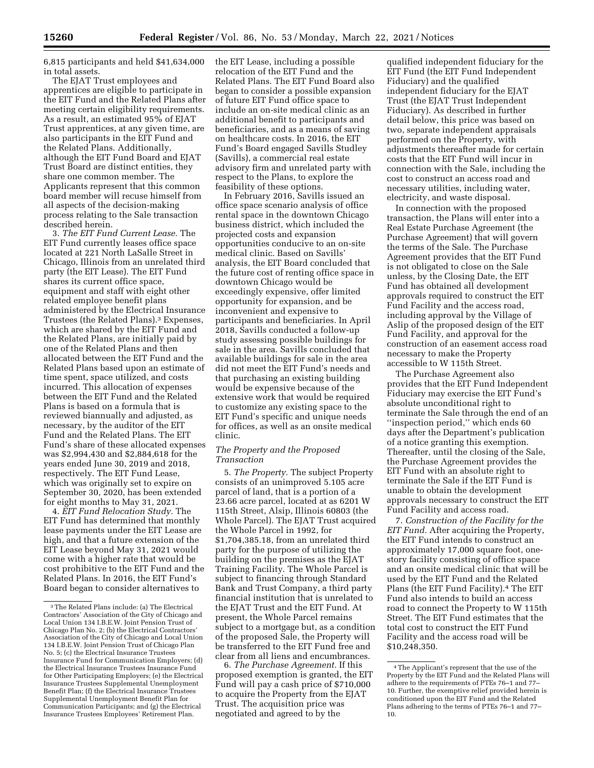6,815 participants and held $41,634,000 in total assets.

The EJAT Trust employees and apprentices are eligible to participate in the EIT Fund and the Related Plans after meeting certain eligibility requirements. As a result, an estimated 95% of EJAT Trust apprentices, at any given time, are also participants in the EIT Fund and the Related Plans. Additionally, although the EIT Fund Board and EJAT Trust Board are distinct entities, they share one common member. The Applicants represent that this common board member will recuse himself from all aspects of the decision-making process relating to the Sale transaction described herein.

3. *The EIT Fund Current Lease.* The EIT Fund currently leases office space located at 221 North LaSalle Street in Chicago, Illinois from an unrelated third party (the EIT Lease). The EIT Fund shares its current office space, equipment and staff with eight other related employee benefit plans administered by the Electrical Insurance Trustees (the Related Plans).[3] Expenses, which are shared by the EIT Fund and the Related Plans, are initially paid by one of the Related Plans and then allocated between the EIT Fund and the Related Plans based upon an estimate of time spent, space utilized, and costs incurred. This allocation of expenses between the EIT Fund and the Related Plans is based on a formula that is reviewed biannually and adjusted, as necessary, by the auditor of the EIT Fund and the Related Plans. The EIT Fund's share of these allocated expenses was $2,994,430 and $2,884,618 for the years ended June 30, 2019 and 2018, respectively. The EIT Fund Lease, which was originally set to expire on September 30, 2020, has been extended for eight months to May 31, 2021.

4. *EIT Fund Relocation Study.* The EIT Fund has determined that monthly lease payments under the EIT Lease are high, and that a future extension of the EIT Lease beyond May 31, 2021 would come with a higher rate that would be cost prohibitive to the EIT Fund and the Related Plans. In 2016, the EIT Fund's Board began to consider alternatives to the EIT Lease, including a possible relocation of the EIT Fund and the Related Plans. The EIT Fund Board also began to consider a possible expansion of future EIT Fund office space to include an on-site medical clinic as an additional benefit to participants and beneficiaries, and as a means of saving on healthcare costs. In 2016, the EIT Fund's Board engaged Savills Studley (Savills), a commercial real estate advisory firm and unrelated party with respect to the Plans, to explore the feasibility of these options.

In February 2016, Savills issued an office space scenario analysis of office rental space in the downtown Chicago business district, which included the projected costs and expansion opportunities conducive to an on-site medical clinic. Based on Savills' analysis, the EIT Board concluded that the future cost of renting office space in downtown Chicago would be exceedingly expensive, offer limited opportunity for expansion, and be inconvenient and expensive to participants and beneficiaries. In April 2018, Savills conducted a follow-up study assessing possible buildings for sale in the area. Savills concluded that available buildings for sale in the area did not meet the EIT Fund's needs and that purchasing an existing building would be expensive because of the extensive work that would be required to customize any existing space to the EIT Fund's specific and unique needs for offices, as well as an onsite medical clinic.

### *The Property and the Proposed Transaction*

5. *The Property.* The subject Property consists of an unimproved 5.105 acre parcel of land, that is a portion of a 23.66 acre parcel, located at as 6201 W 115th Street, Alsip, Illinois 60803 (the Whole Parcel). The EJAT Trust acquired the Whole Parcel in 1992, for $1,704,385.18, from an unrelated third party for the purpose of utilizing the building on the premises as the EJAT Training Facility. The Whole Parcel is subject to financing through Standard Bank and Trust Company, a third party financial institution that is unrelated to the EJAT Trust and the EIT Fund. At present, the Whole Parcel remains subject to a mortgage but, as a condition of the proposed Sale, the Property will be transferred to the EIT Fund free and clear from all liens and encumbrances.

6. *The Purchase Agreement.* If this proposed exemption is granted, the EIT Fund will pay a cash price of $710,000 to acquire the Property from the EJAT Trust. The acquisition price was negotiated and agreed to by the qualified independent fiduciary for the EIT Fund (the EIT Fund Independent Fiduciary) and the qualified independent fiduciary for the EJAT Trust (the EJAT Trust Independent Fiduciary). As described in further detail below, this price was based on two, separate independent appraisals performed on the Property, with adjustments thereafter made for certain costs that the EIT Fund will incur in connection with the Sale, including the cost to construct an access road and necessary utilities, including water, electricity, and waste disposal.

In connection with the proposed transaction, the Plans will enter into a Real Estate Purchase Agreement (the Purchase Agreement) that will govern the terms of the Sale. The Purchase Agreement provides that the EIT Fund is not obligated to close on the Sale unless, by the Closing Date, the EIT Fund has obtained all development approvals required to construct the EIT Fund Facility and the access road, including approval by the Village of Aslip of the proposed design of the EIT Fund Facility, and approval for the construction of an easement access road necessary to make the Property accessible to W 115th Street.

The Purchase Agreement also provides that the EIT Fund Independent Fiduciary may exercise the EIT Fund's absolute unconditional right to terminate the Sale through the end of an ''inspection period,'' which ends 60 days after the Department's publication of a notice granting this exemption. Thereafter, until the closing of the Sale, the Purchase Agreement provides the EIT Fund with an absolute right to terminate the Sale if the EIT Fund is unable to obtain the development approvals necessary to construct the EIT Fund Facility and access road.

7. *Construction of the Facility for the EIT Fund.* After acquiring the Property, the EIT Fund intends to construct an approximately 17,000 square foot, one-story facility consisting of office space and an onsite medical clinic that will be used by the EIT Fund and the Related Plans (the EIT Fund Facility).[4] The EIT Fund also intends to build an access road to connect the Property to W 115th Street. The EIT Fund estimates that the total cost to construct the EIT Fund Facility and the access road will be $10,248,350.

---

[3] The Related Plans include: (a) The Electrical Contractors' Association of the City of Chicago and Local Union 134 I.B.E.W. Joint Pension Trust of Chicago Plan No. 2; (b) the Electrical Contractors' Association of the City of Chicago and Local Union 134 I.B.E.W. Joint Pension Trust of Chicago Plan No. 5; (c) the Electrical Insurance Trustees Insurance Fund for Communication Employers; (d) the Electrical Insurance Trustees Insurance Fund for Other Participating Employers; (e) the Electrical Insurance Trustees Supplemental Unemployment Benefit Plan; (f) the Electrical Insurance Trustees Supplemental Unemployment Benefit Plan for Communication Participants; and (g) the Electrical Insurance Trustees Employees' Retirement Plan.

[4] The Applicant's represent that the use of the Property by the EIT Fund and the Related Plans will adhere to the requirements of PTEs 76–1 and 77–10. Further, the exemptive relief provided herein is conditioned upon the EIT Fund and the Related Plans adhering to the terms of PTEs 76–1 and 77–10.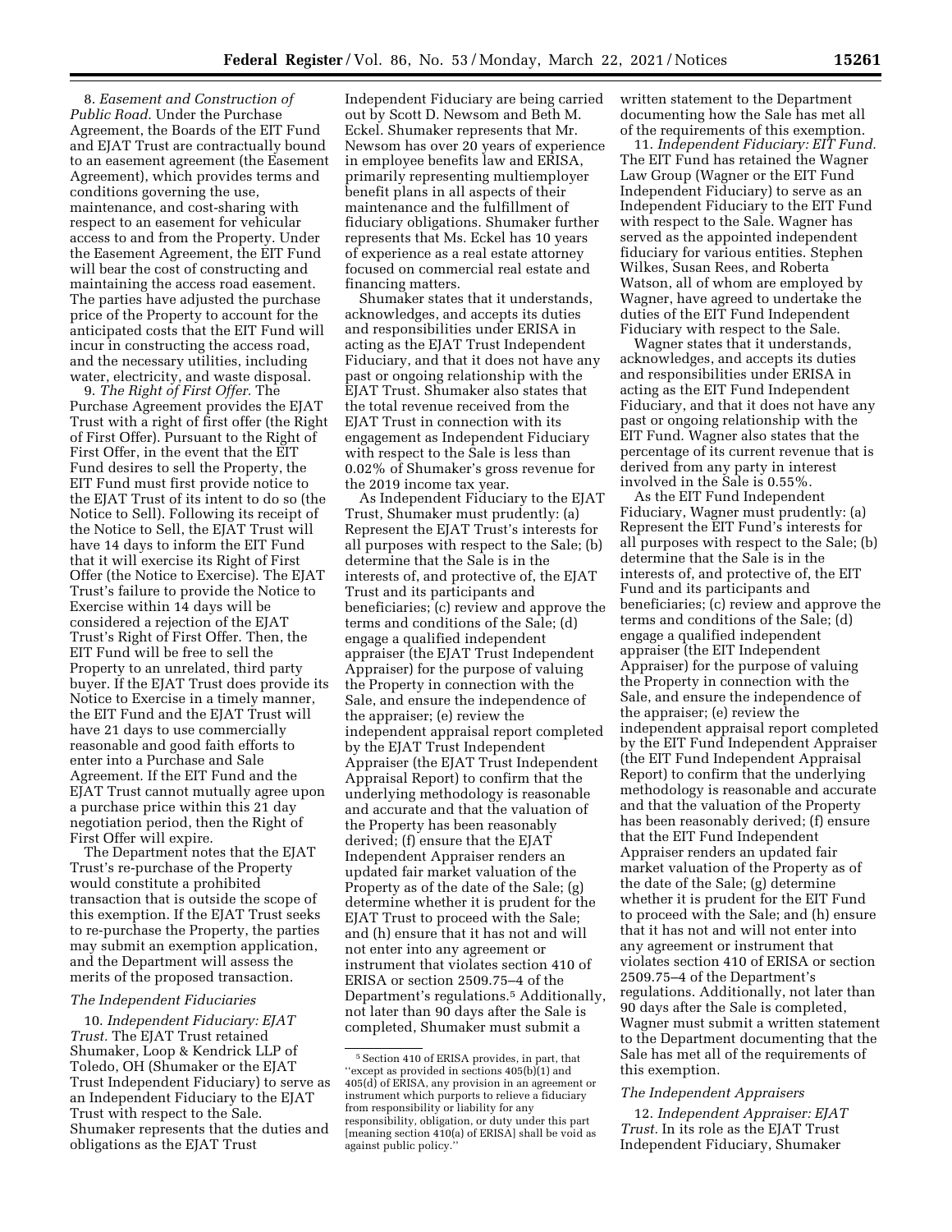8. *Easement and Construction of Public Road.* Under the Purchase Agreement, the Boards of the EIT Fund and EJAT Trust are contractually bound to an easement agreement (the Easement Agreement), which provides terms and conditions governing the use, maintenance, and cost-sharing with respect to an easement for vehicular access to and from the Property. Under the Easement Agreement, the EIT Fund will bear the cost of constructing and maintaining the access road easement. The parties have adjusted the purchase price of the Property to account for the anticipated costs that the EIT Fund will incur in constructing the access road, and the necessary utilities, including water, electricity, and waste disposal.

9. *The Right of First Offer.* The Purchase Agreement provides the EJAT Trust with a right of first offer (the Right of First Offer). Pursuant to the Right of First Offer, in the event that the EIT Fund desires to sell the Property, the EIT Fund must first provide notice to the EJAT Trust of its intent to do so (the Notice to Sell). Following its receipt of the Notice to Sell, the EJAT Trust will have 14 days to inform the EIT Fund that it will exercise its Right of First Offer (the Notice to Exercise). The EJAT Trust's failure to provide the Notice to Exercise within 14 days will be considered a rejection of the EJAT Trust's Right of First Offer. Then, the EIT Fund will be free to sell the Property to an unrelated, third party buyer. If the EJAT Trust does provide its Notice to Exercise in a timely manner, the EIT Fund and the EJAT Trust will have 21 days to use commercially reasonable and good faith efforts to enter into a Purchase and Sale Agreement. If the EIT Fund and the EJAT Trust cannot mutually agree upon a purchase price within this 21 day negotiation period, then the Right of First Offer will expire.

The Department notes that the EJAT Trust's re-purchase of the Property would constitute a prohibited transaction that is outside the scope of this exemption. If the EJAT Trust seeks to re-purchase the Property, the parties may submit an exemption application, and the Department will assess the merits of the proposed transaction.

### The Independent Fiduciaries

10. *Independent Fiduciary: EJAT Trust.* The EJAT Trust retained Shumaker, Loop & Kendrick LLP of Toledo, OH (Shumaker or the EJAT Trust Independent Fiduciary) to serve as an Independent Fiduciary to the EJAT Trust with respect to the Sale. Shumaker represents that the duties and obligations as the EJAT Trust Independent Fiduciary are being carried out by Scott D. Newsom and Beth M. Eckel. Shumaker represents that Mr. Newsom has over 20 years of experience in employee benefits law and ERISA, primarily representing multiemployer benefit plans in all aspects of their maintenance and the fulfillment of fiduciary obligations. Shumaker further represents that Ms. Eckel has 10 years of experience as a real estate attorney focused on commercial real estate and financing matters.

Shumaker states that it understands, acknowledges, and accepts its duties and responsibilities under ERISA in acting as the EJAT Trust Independent Fiduciary, and that it does not have any past or ongoing relationship with the EJAT Trust. Shumaker also states that the total revenue received from the EJAT Trust in connection with its engagement as Independent Fiduciary with respect to the Sale is less than 0.02% of Shumaker's gross revenue for the 2019 income tax year.

As Independent Fiduciary to the EJAT Trust, Shumaker must prudently: (a) Represent the EJAT Trust's interests for all purposes with respect to the Sale; (b) determine that the Sale is in the interests of, and protective of, the EJAT Trust and its participants and beneficiaries; (c) review and approve the terms and conditions of the Sale; (d) engage a qualified independent appraiser (the EJAT Trust Independent Appraiser) for the purpose of valuing the Property in connection with the Sale, and ensure the independence of the appraiser; (e) review the independent appraisal report completed by the EJAT Trust Independent Appraiser (the EJAT Trust Independent Appraisal Report) to confirm that the underlying methodology is reasonable and accurate and that the valuation of the Property has been reasonably derived; (f) ensure that the EJAT Independent Appraiser renders an updated fair market valuation of the Property as of the date of the Sale; (g) determine whether it is prudent for the EJAT Trust to proceed with the Sale; and (h) ensure that it has not and will not enter into any agreement or instrument that violates section 410 of ERISA or section 2509.75–4 of the Department's regulations.[5] Additionally, not later than 90 days after the Sale is completed, Shumaker must submit a written statement to the Department documenting how the Sale has met all of the requirements of this exemption.

11. *Independent Fiduciary: EIT Fund.* The EIT Fund has retained the Wagner Law Group (Wagner or the EIT Fund Independent Fiduciary) to serve as an Independent Fiduciary to the EIT Fund with respect to the Sale. Wagner has served as the appointed independent fiduciary for various entities. Stephen Wilkes, Susan Rees, and Roberta Watson, all of whom are employed by Wagner, have agreed to undertake the duties of the EIT Fund Independent Fiduciary with respect to the Sale.

Wagner states that it understands, acknowledges, and accepts its duties and responsibilities under ERISA in acting as the EIT Fund Independent Fiduciary, and that it does not have any past or ongoing relationship with the EIT Fund. Wagner also states that the percentage of its current revenue that is derived from any party in interest involved in the Sale is 0.55%.

As the EIT Fund Independent Fiduciary, Wagner must prudently: (a) Represent the EIT Fund's interests for all purposes with respect to the Sale; (b) determine that the Sale is in the interests of, and protective of, the EIT Fund and its participants and beneficiaries; (c) review and approve the terms and conditions of the Sale; (d) engage a qualified independent appraiser (the EIT Independent Appraiser) for the purpose of valuing the Property in connection with the Sale, and ensure the independence of the appraiser; (e) review the independent appraisal report completed by the EIT Fund Independent Appraiser (the EIT Fund Independent Appraisal Report) to confirm that the underlying methodology is reasonable and accurate and that the valuation of the Property has been reasonably derived; (f) ensure that the EIT Fund Independent Appraiser renders an updated fair market valuation of the Property as of the date of the Sale; (g) determine whether it is prudent for the EIT Fund to proceed with the Sale; and (h) ensure that it has not and will not enter into any agreement or instrument that violates section 410 of ERISA or section 2509.75–4 of the Department's regulations. Additionally, not later than 90 days after the Sale is completed, Wagner must submit a written statement to the Department documenting that the Sale has met all of the requirements of this exemption.

### The Independent Appraisers

12. *Independent Appraiser: EJAT Trust.* In its role as the EJAT Trust Independent Fiduciary, Shumaker

---

[5] Section 410 of ERISA provides, in part, that "except as provided in sections 405(b)(1) and 405(d) of ERISA, any provision in an agreement or instrument which purports to relieve a fiduciary from responsibility or liability for any responsibility, obligation, or duty under this part [meaning section 410(a) of ERISA] shall be void as against public policy."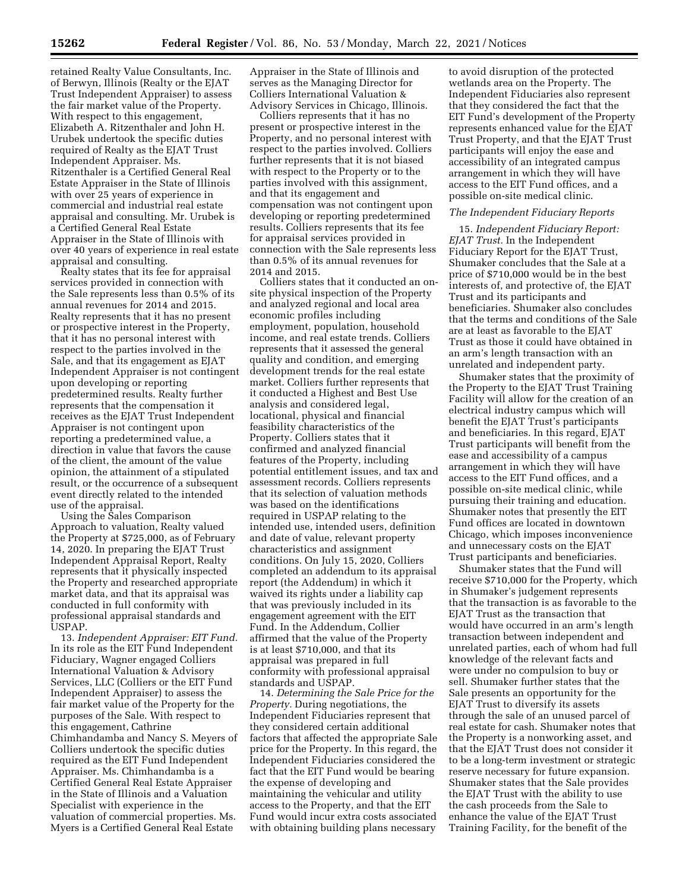retained Realty Value Consultants, Inc. of Berwyn, Illinois (Realty or the EJAT Trust Independent Appraiser) to assess the fair market value of the Property. With respect to this engagement, Elizabeth A. Ritzenthaler and John H. Urubek undertook the specific duties required of Realty as the EJAT Trust Independent Appraiser. Ms. Ritzenthaler is a Certified General Real Estate Appraiser in the State of Illinois with over 25 years of experience in commercial and industrial real estate appraisal and consulting. Mr. Urubek is a Certified General Real Estate Appraiser in the State of Illinois with over 40 years of experience in real estate appraisal and consulting.

Realty states that its fee for appraisal services provided in connection with the Sale represents less than 0.5% of its annual revenues for 2014 and 2015. Realty represents that it has no present or prospective interest in the Property, that it has no personal interest with respect to the parties involved in the Sale, and that its engagement as EJAT Independent Appraiser is not contingent upon developing or reporting predetermined results. Realty further represents that the compensation it receives as the EJAT Trust Independent Appraiser is not contingent upon reporting a predetermined value, a direction in value that favors the cause of the client, the amount of the value opinion, the attainment of a stipulated result, or the occurrence of a subsequent event directly related to the intended use of the appraisal.

Using the Sales Comparison Approach to valuation, Realty valued the Property at $725,000, as of February 14, 2020. In preparing the EJAT Trust Independent Appraisal Report, Realty represents that it physically inspected the Property and researched appropriate market data, and that its appraisal was conducted in full conformity with professional appraisal standards and USPAP.

13. *Independent Appraiser: EIT Fund.* In its role as the EIT Fund Independent Fiduciary, Wagner engaged Colliers International Valuation & Advisory Services, LLC (Colliers or the EIT Fund Independent Appraiser) to assess the fair market value of the Property for the purposes of the Sale. With respect to this engagement, Cathrine Chimhandamba and Nancy S. Meyers of Colliers undertook the specific duties required as the EIT Fund Independent Appraiser. Ms. Chimhandamba is a Certified General Real Estate Appraiser in the State of Illinois and a Valuation Specialist with experience in the valuation of commercial properties. Ms. Myers is a Certified General Real Estate Appraiser in the State of Illinois and serves as the Managing Director for Colliers International Valuation & Advisory Services in Chicago, Illinois.

Colliers represents that it has no present or prospective interest in the Property, and no personal interest with respect to the parties involved. Colliers further represents that it is not biased with respect to the Property or to the parties involved with this assignment, and that its engagement and compensation was not contingent upon developing or reporting predetermined results. Colliers represents that its fee for appraisal services provided in connection with the Sale represents less than 0.5% of its annual revenues for 2014 and 2015.

Colliers states that it conducted an on-site physical inspection of the Property and analyzed regional and local area economic profiles including employment, population, household income, and real estate trends. Colliers represents that it assessed the general quality and condition, and emerging development trends for the real estate market. Colliers further represents that it conducted a Highest and Best Use analysis and considered legal, locational, physical and financial feasibility characteristics of the Property. Colliers states that it confirmed and analyzed financial features of the Property, including potential entitlement issues, and tax and assessment records. Colliers represents that its selection of valuation methods was based on the identifications required in USPAP relating to the intended use, intended users, definition and date of value, relevant property characteristics and assignment conditions. On July 15, 2020, Colliers completed an addendum to its appraisal report (the Addendum) in which it waived its rights under a liability cap that was previously included in its engagement agreement with the EIT Fund. In the Addendum, Collier affirmed that the value of the Property is at least $710,000, and that its appraisal was prepared in full conformity with professional appraisal standards and USPAP.

14. *Determining the Sale Price for the Property.* During negotiations, the Independent Fiduciaries represent that they considered certain additional factors that affected the appropriate Sale price for the Property. In this regard, the Independent Fiduciaries considered the fact that the EIT Fund would be bearing the expense of developing and maintaining the vehicular and utility access to the Property, and that the EIT Fund would incur extra costs associated with obtaining building plans necessary to avoid disruption of the protected wetlands area on the Property. The Independent Fiduciaries also represent that they considered the fact that the EIT Fund's development of the Property represents enhanced value for the EJAT Trust Property, and that the EJAT Trust participants will enjoy the ease and accessibility of an integrated campus arrangement in which they will have access to the EIT Fund offices, and a possible on-site medical clinic.

*The Independent Fiduciary Reports*

15. *Independent Fiduciary Report: EJAT Trust.* In the Independent Fiduciary Report for the EJAT Trust, Shumaker concludes that the Sale at a price of $710,000 would be in the best interests of, and protective of, the EJAT Trust and its participants and beneficiaries. Shumaker also concludes that the terms and conditions of the Sale are at least as favorable to the EJAT Trust as those it could have obtained in an arm's length transaction with an unrelated and independent party.

Shumaker states that the proximity of the Property to the EJAT Trust Training Facility will allow for the creation of an electrical industry campus which will benefit the EJAT Trust's participants and beneficiaries. In this regard, EJAT Trust participants will benefit from the ease and accessibility of a campus arrangement in which they will have access to the EIT Fund offices, and a possible on-site medical clinic, while pursuing their training and education. Shumaker notes that presently the EIT Fund offices are located in downtown Chicago, which imposes inconvenience and unnecessary costs on the EJAT Trust participants and beneficiaries.

Shumaker states that the Fund will receive $710,000 for the Property, which in Shumaker's judgement represents that the transaction is as favorable to the EJAT Trust as the transaction that would have occurred in an arm's length transaction between independent and unrelated parties, each of whom had full knowledge of the relevant facts and were under no compulsion to buy or sell. Shumaker further states that the Sale presents an opportunity for the EJAT Trust to diversify its assets through the sale of an unused parcel of real estate for cash. Shumaker notes that the Property is a nonworking asset, and that the EJAT Trust does not consider it to be a long-term investment or strategic reserve necessary for future expansion. Shumaker states that the Sale provides the EJAT Trust with the ability to use the cash proceeds from the Sale to enhance the value of the EJAT Trust Training Facility, for the benefit of the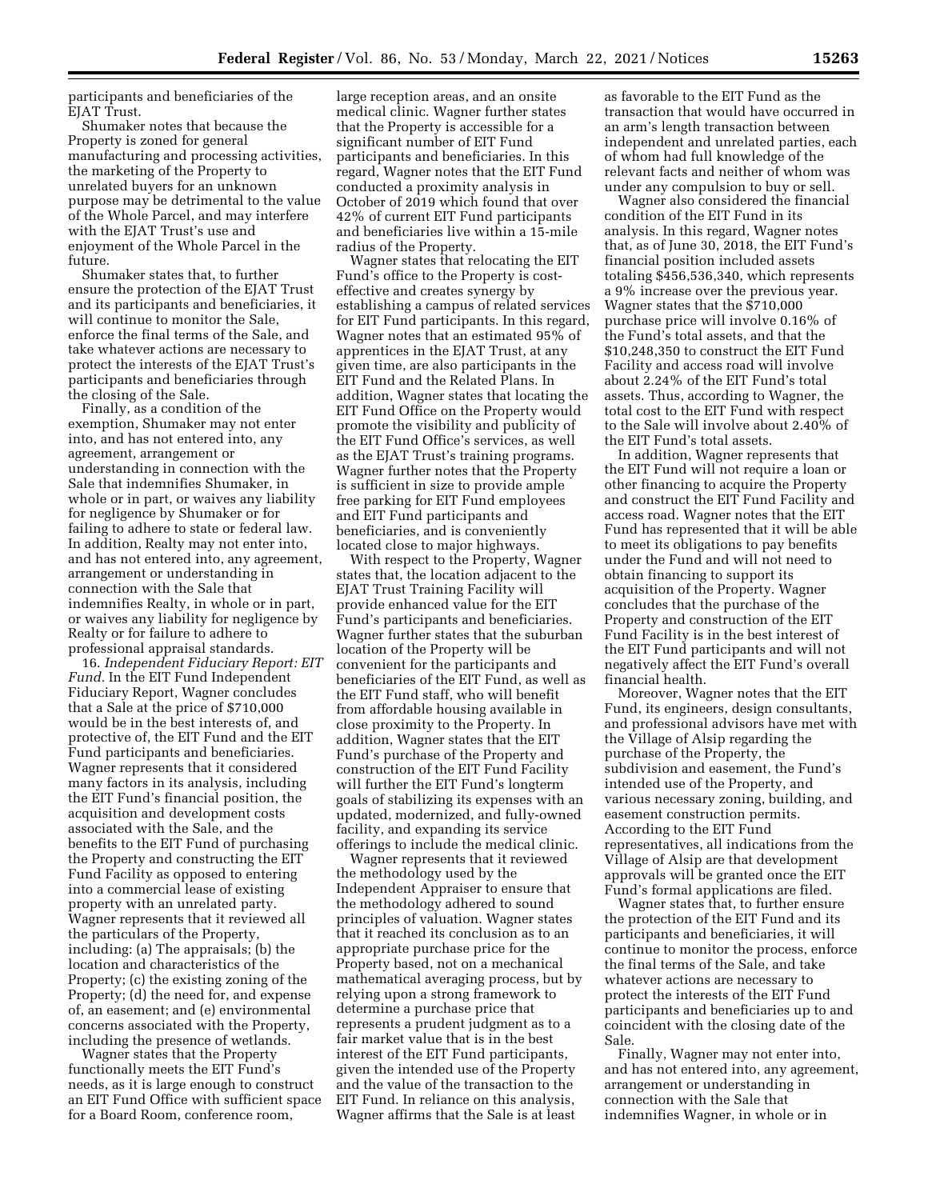participants and beneficiaries of the EJAT Trust.

Shumaker notes that because the Property is zoned for general manufacturing and processing activities, the marketing of the Property to unrelated buyers for an unknown purpose may be detrimental to the value of the Whole Parcel, and may interfere with the EJAT Trust's use and enjoyment of the Whole Parcel in the future.

Shumaker states that, to further ensure the protection of the EJAT Trust and its participants and beneficiaries, it will continue to monitor the Sale, enforce the final terms of the Sale, and take whatever actions are necessary to protect the interests of the EJAT Trust's participants and beneficiaries through the closing of the Sale.

Finally, as a condition of the exemption, Shumaker may not enter into, and has not entered into, any agreement, arrangement or understanding in connection with the Sale that indemnifies Shumaker, in whole or in part, or waives any liability for negligence by Shumaker or for failing to adhere to state or federal law. In addition, Realty may not enter into, and has not entered into, any agreement, arrangement or understanding in connection with the Sale that indemnifies Realty, in whole or in part, or waives any liability for negligence by Realty or for failure to adhere to professional appraisal standards.

16. *Independent Fiduciary Report: EIT Fund.* In the EIT Fund Independent Fiduciary Report, Wagner concludes that a Sale at the price of $710,000 would be in the best interests of, and protective of, the EIT Fund and the EIT Fund participants and beneficiaries. Wagner represents that it considered many factors in its analysis, including the EIT Fund's financial position, the acquisition and development costs associated with the Sale, and the benefits to the EIT Fund of purchasing the Property and constructing the EIT Fund Facility as opposed to entering into a commercial lease of existing property with an unrelated party. Wagner represents that it reviewed all the particulars of the Property, including: (a) The appraisals; (b) the location and characteristics of the Property; (c) the existing zoning of the Property; (d) the need for, and expense of, an easement; and (e) environmental concerns associated with the Property, including the presence of wetlands.

Wagner states that the Property functionally meets the EIT Fund's needs, as it is large enough to construct an EIT Fund Office with sufficient space for a Board Room, conference room, large reception areas, and an onsite medical clinic. Wagner further states that the Property is accessible for a significant number of EIT Fund participants and beneficiaries. In this regard, Wagner notes that the EIT Fund conducted a proximity analysis in October of 2019 which found that over 42% of current EIT Fund participants and beneficiaries live within a 15-mile radius of the Property.

Wagner states that relocating the EIT Fund's office to the Property is cost-effective and creates synergy by establishing a campus of related services for EIT Fund participants. In this regard, Wagner notes that an estimated 95% of apprentices in the EJAT Trust, at any given time, are also participants in the EIT Fund and the Related Plans. In addition, Wagner states that locating the EIT Fund Office on the Property would promote the visibility and publicity of the EIT Fund Office's services, as well as the EJAT Trust's training programs. Wagner further notes that the Property is sufficient in size to provide ample free parking for EIT Fund employees and EIT Fund participants and beneficiaries, and is conveniently located close to major highways.

With respect to the Property, Wagner states that, the location adjacent to the EJAT Trust Training Facility will provide enhanced value for the EIT Fund's participants and beneficiaries. Wagner further states that the suburban location of the Property will be convenient for the participants and beneficiaries of the EIT Fund, as well as the EIT Fund staff, who will benefit from affordable housing available in close proximity to the Property. In addition, Wagner states that the EIT Fund's purchase of the Property and construction of the EIT Fund Facility will further the EIT Fund's longterm goals of stabilizing its expenses with an updated, modernized, and fully-owned facility, and expanding its service offerings to include the medical clinic.

Wagner represents that it reviewed the methodology used by the Independent Appraiser to ensure that the methodology adhered to sound principles of valuation. Wagner states that it reached its conclusion as to an appropriate purchase price for the Property based, not on a mechanical mathematical averaging process, but by relying upon a strong framework to determine a purchase price that represents a prudent judgment as to a fair market value that is in the best interest of the EIT Fund participants, given the intended use of the Property and the value of the transaction to the EIT Fund. In reliance on this analysis, Wagner affirms that the Sale is at least as favorable to the EIT Fund as the transaction that would have occurred in an arm's length transaction between independent and unrelated parties, each of whom had full knowledge of the relevant facts and neither of whom was under any compulsion to buy or sell.

Wagner also considered the financial condition of the EIT Fund in its analysis. In this regard, Wagner notes that, as of June 30, 2018, the EIT Fund's financial position included assets totaling $456,536,340, which represents a 9% increase over the previous year. Wagner states that the $710,000 purchase price will involve 0.16% of the Fund's total assets, and that the $10,248,350 to construct the EIT Fund Facility and access road will involve about 2.24% of the EIT Fund's total assets. Thus, according to Wagner, the total cost to the EIT Fund with respect to the Sale will involve about 2.40% of the EIT Fund's total assets.

In addition, Wagner represents that the EIT Fund will not require a loan or other financing to acquire the Property and construct the EIT Fund Facility and access road. Wagner notes that the EIT Fund has represented that it will be able to meet its obligations to pay benefits under the Fund and will not need to obtain financing to support its acquisition of the Property. Wagner concludes that the purchase of the Property and construction of the EIT Fund Facility is in the best interest of the EIT Fund participants and will not negatively affect the EIT Fund's overall financial health.

Moreover, Wagner notes that the EIT Fund, its engineers, design consultants, and professional advisors have met with the Village of Alsip regarding the purchase of the Property, the subdivision and easement, the Fund's intended use of the Property, and various necessary zoning, building, and easement construction permits. According to the EIT Fund representatives, all indications from the Village of Alsip are that development approvals will be granted once the EIT Fund's formal applications are filed.

Wagner states that, to further ensure the protection of the EIT Fund and its participants and beneficiaries, it will continue to monitor the process, enforce the final terms of the Sale, and take whatever actions are necessary to protect the interests of the EIT Fund participants and beneficiaries up to and coincident with the closing date of the Sale.

Finally, Wagner may not enter into, and has not entered into, any agreement, arrangement or understanding in connection with the Sale that indemnifies Wagner, in whole or in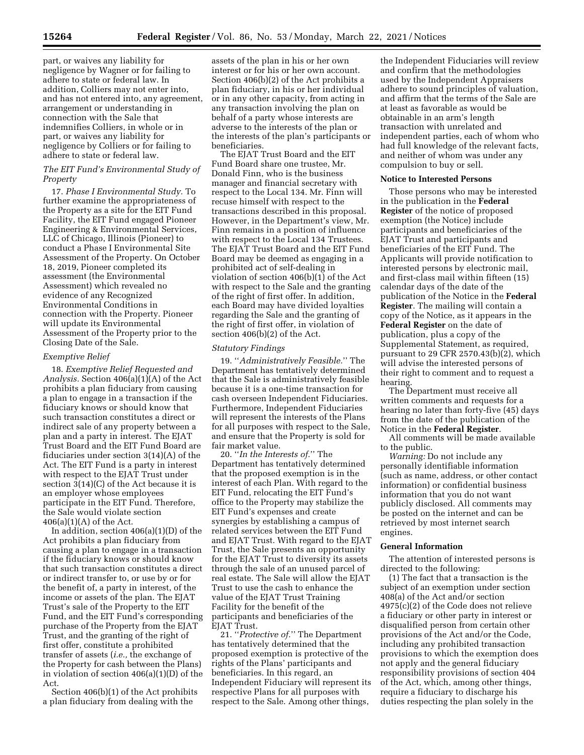part, or waives any liability for negligence by Wagner or for failing to adhere to state or federal law. In addition, Colliers may not enter into, and has not entered into, any agreement, arrangement or understanding in connection with the Sale that indemnifies Colliers, in whole or in part, or waives any liability for negligence by Colliers or for failing to adhere to state or federal law.

### *The EIT Fund's Environmental Study of Property*

17. *Phase I Environmental Study.* To further examine the appropriateness of the Property as a site for the EIT Fund Facility, the EIT Fund engaged Pioneer Engineering & Environmental Services, LLC of Chicago, Illinois (Pioneer) to conduct a Phase I Environmental Site Assessment of the Property. On October 18, 2019, Pioneer completed its assessment (the Environmental Assessment) which revealed no evidence of any Recognized Environmental Conditions in connection with the Property. Pioneer will update its Environmental Assessment of the Property prior to the Closing Date of the Sale.

### *Exemptive Relief*

18. *Exemptive Relief Requested and Analysis.* Section 406(a)(1)(A) of the Act prohibits a plan fiduciary from causing a plan to engage in a transaction if the fiduciary knows or should know that such transaction constitutes a direct or indirect sale of any property between a plan and a party in interest. The EJAT Trust Board and the EIT Fund Board are fiduciaries under section 3(14)(A) of the Act. The EIT Fund is a party in interest with respect to the EJAT Trust under section 3(14)(C) of the Act because it is an employer whose employees participate in the EIT Fund. Therefore, the Sale would violate section 406(a)(1)(A) of the Act.

In addition, section 406(a)(1)(D) of the Act prohibits a plan fiduciary from causing a plan to engage in a transaction if the fiduciary knows or should know that such transaction constitutes a direct or indirect transfer to, or use by or for the benefit of, a party in interest, of the income or assets of the plan. The EJAT Trust's sale of the Property to the EIT Fund, and the EIT Fund's corresponding purchase of the Property from the EJAT Trust, and the granting of the right of first offer, constitute a prohibited transfer of assets (*i.e.,* the exchange of the Property for cash between the Plans) in violation of section 406(a)(1)(D) of the Act.

Section 406(b)(1) of the Act prohibits a plan fiduciary from dealing with the assets of the plan in his or her own interest or for his or her own account. Section 406(b)(2) of the Act prohibits a plan fiduciary, in his or her individual or in any other capacity, from acting in any transaction involving the plan on behalf of a party whose interests are adverse to the interests of the plan or the interests of the plan's participants or beneficiaries.

The EJAT Trust Board and the EIT Fund Board share one trustee, Mr. Donald Finn, who is the business manager and financial secretary with respect to the Local 134. Mr. Finn will recuse himself with respect to the transactions described in this proposal. However, in the Department's view, Mr. Finn remains in a position of influence with respect to the Local 134 Trustees. The EJAT Trust Board and the EIT Fund Board may be deemed as engaging in a prohibited act of self-dealing in violation of section 406(b)(1) of the Act with respect to the Sale and the granting of the right of first offer. In addition, each Board may have divided loyalties regarding the Sale and the granting of the right of first offer, in violation of section 406(b)(2) of the Act.

### *Statutory Findings*

19. ''*Administratively Feasible.*'' The Department has tentatively determined that the Sale is administratively feasible because it is a one-time transaction for cash overseen Independent Fiduciaries. Furthermore, Independent Fiduciaries will represent the interests of the Plans for all purposes with respect to the Sale, and ensure that the Property is sold for fair market value.

20. ''*In the Interests of.*'' The Department has tentatively determined that the proposed exemption is in the interest of each Plan. With regard to the EIT Fund, relocating the EIT Fund's office to the Property may stabilize the EIT Fund's expenses and create synergies by establishing a campus of related services between the EIT Fund and EJAT Trust. With regard to the EJAT Trust, the Sale presents an opportunity for the EJAT Trust to diversity its assets through the sale of an unused parcel of real estate. The Sale will allow the EJAT Trust to use the cash to enhance the value of the EJAT Trust Training Facility for the benefit of the participants and beneficiaries of the EJAT Trust.

21. ''*Protective of.*'' The Department has tentatively determined that the proposed exemption is protective of the rights of the Plans' participants and beneficiaries. In this regard, an Independent Fiduciary will represent its respective Plans for all purposes with respect to the Sale. Among other things, the Independent Fiduciaries will review and confirm that the methodologies used by the Independent Appraisers adhere to sound principles of valuation, and affirm that the terms of the Sale are at least as favorable as would be obtainable in an arm's length transaction with unrelated and independent parties, each of whom who had full knowledge of the relevant facts, and neither of whom was under any compulsion to buy or sell.

## Notice to Interested Persons

Those persons who may be interested in the publication in the **Federal Register** of the notice of proposed exemption (the Notice) include participants and beneficiaries of the EJAT Trust and participants and beneficiaries of the EIT Fund. The Applicants will provide notification to interested persons by electronic mail, and first-class mail within fifteen (15) calendar days of the date of the publication of the Notice in the **Federal Register**. The mailing will contain a copy of the Notice, as it appears in the **Federal Register** on the date of publication, plus a copy of the Supplemental Statement, as required, pursuant to 29 CFR 2570.43(b)(2), which will advise the interested persons of their right to comment and to request a hearing.

The Department must receive all written comments and requests for a hearing no later than forty-five (45) days from the date of the publication of the Notice in the **Federal Register**.

All comments will be made available to the public.

*Warning:* Do not include any personally identifiable information (such as name, address, or other contact information) or confidential business information that you do not want publicly disclosed. All comments may be posted on the internet and can be retrieved by most internet search engines.

## General Information

The attention of interested persons is directed to the following:

(1) The fact that a transaction is the subject of an exemption under section 408(a) of the Act and/or section 4975(c)(2) of the Code does not relieve a fiduciary or other party in interest or disqualified person from certain other provisions of the Act and/or the Code, including any prohibited transaction provisions to which the exemption does not apply and the general fiduciary responsibility provisions of section 404 of the Act, which, among other things, require a fiduciary to discharge his duties respecting the plan solely in the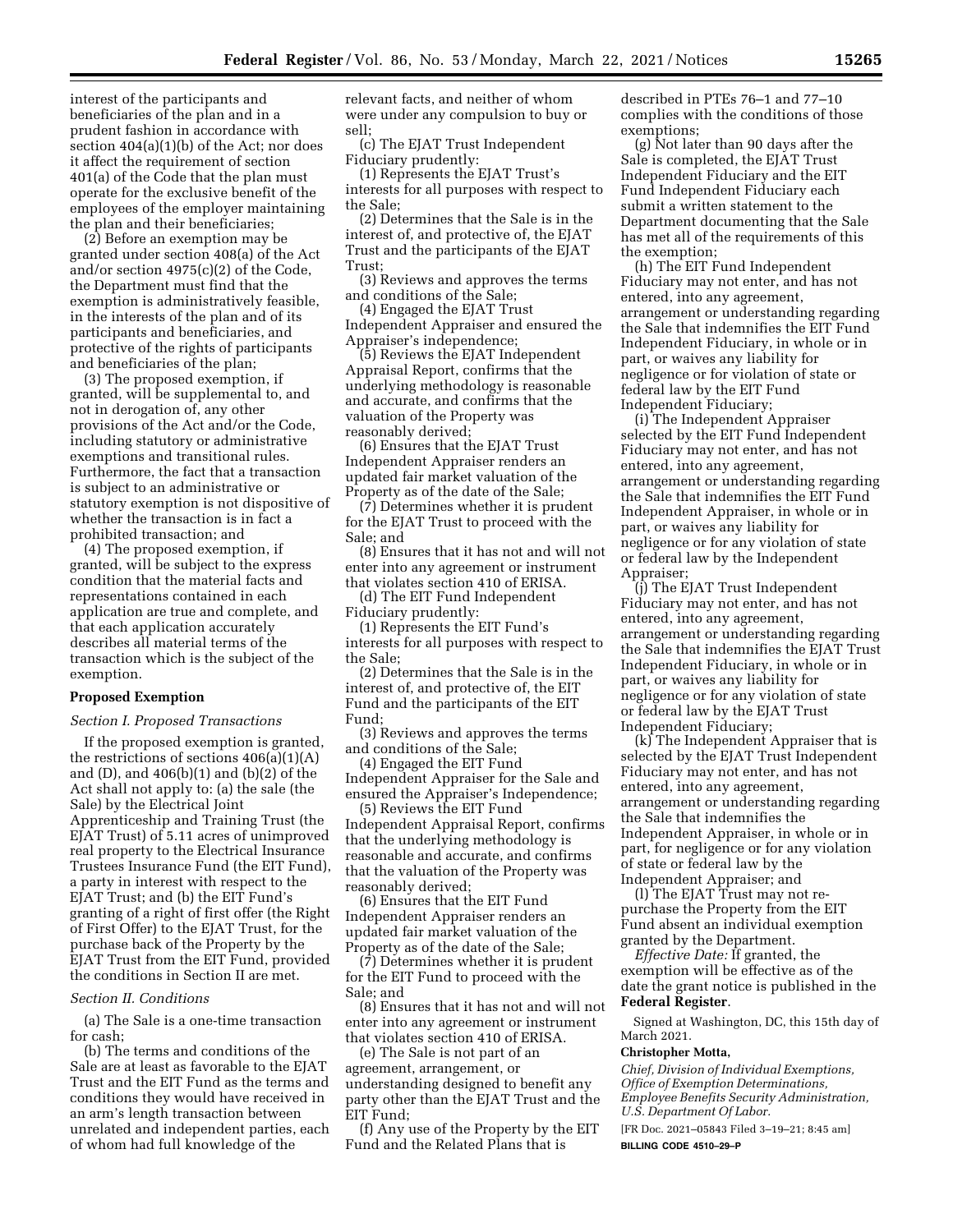interest of the participants and beneficiaries of the plan and in a prudent fashion in accordance with section 404(a)(1)(b) of the Act; nor does it affect the requirement of section 401(a) of the Code that the plan must operate for the exclusive benefit of the employees of the employer maintaining the plan and their beneficiaries;

(2) Before an exemption may be granted under section 408(a) of the Act and/or section 4975(c)(2) of the Code, the Department must find that the exemption is administratively feasible, in the interests of the plan and of its participants and beneficiaries, and protective of the rights of participants and beneficiaries of the plan;

(3) The proposed exemption, if granted, will be supplemental to, and not in derogation of, any other provisions of the Act and/or the Code, including statutory or administrative exemptions and transitional rules. Furthermore, the fact that a transaction is subject to an administrative or statutory exemption is not dispositive of whether the transaction is in fact a prohibited transaction; and

(4) The proposed exemption, if granted, will be subject to the express condition that the material facts and representations contained in each application are true and complete, and that each application accurately describes all material terms of the transaction which is the subject of the exemption.

**Proposed Exemption**

*Section I. Proposed Transactions*

If the proposed exemption is granted, the restrictions of sections 406(a)(1)(A) and (D), and 406(b)(1) and (b)(2) of the Act shall not apply to: (a) the sale (the Sale) by the Electrical Joint Apprenticeship and Training Trust (the EJAT Trust) of 5.11 acres of unimproved real property to the Electrical Insurance Trustees Insurance Fund (the EIT Fund), a party in interest with respect to the EJAT Trust; and (b) the EIT Fund's granting of a right of first offer (the Right of First Offer) to the EJAT Trust, for the purchase back of the Property by the EJAT Trust from the EIT Fund, provided the conditions in Section II are met.

*Section II. Conditions*

(a) The Sale is a one-time transaction for cash;

(b) The terms and conditions of the Sale are at least as favorable to the EJAT Trust and the EIT Fund as the terms and conditions they would have received in an arm's length transaction between unrelated and independent parties, each of whom had full knowledge of the relevant facts, and neither of whom were under any compulsion to buy or sell;

(c) The EJAT Trust Independent Fiduciary prudently:

(1) Represents the EJAT Trust's interests for all purposes with respect to the Sale;

(2) Determines that the Sale is in the interest of, and protective of, the EJAT Trust and the participants of the EJAT Trust;

(3) Reviews and approves the terms and conditions of the Sale;

(4) Engaged the EJAT Trust Independent Appraiser and ensured the Appraiser's independence;

(5) Reviews the EJAT Independent Appraisal Report, confirms that the underlying methodology is reasonable and accurate, and confirms that the valuation of the Property was reasonably derived;

(6) Ensures that the EJAT Trust Independent Appraiser renders an updated fair market valuation of the Property as of the date of the Sale;

(7) Determines whether it is prudent for the EJAT Trust to proceed with the Sale; and

(8) Ensures that it has not and will not enter into any agreement or instrument that violates section 410 of ERISA.

(d) The EIT Fund Independent Fiduciary prudently:

(1) Represents the EIT Fund's interests for all purposes with respect to the Sale;

(2) Determines that the Sale is in the interest of, and protective of, the EIT Fund and the participants of the EIT Fund;

(3) Reviews and approves the terms and conditions of the Sale;

(4) Engaged the EIT Fund Independent Appraiser for the Sale and ensured the Appraiser's Independence;

(5) Reviews the EIT Fund Independent Appraisal Report, confirms that the underlying methodology is reasonable and accurate, and confirms that the valuation of the Property was reasonably derived;

(6) Ensures that the EIT Fund Independent Appraiser renders an updated fair market valuation of the Property as of the date of the Sale;

(7) Determines whether it is prudent for the EIT Fund to proceed with the Sale; and

(8) Ensures that it has not and will not enter into any agreement or instrument that violates section 410 of ERISA.

(e) The Sale is not part of an agreement, arrangement, or understanding designed to benefit any party other than the EJAT Trust and the EIT Fund;

(f) Any use of the Property by the EIT Fund and the Related Plans that is described in PTEs 76–1 and 77–10 complies with the conditions of those exemptions;

(g) Not later than 90 days after the Sale is completed, the EJAT Trust Independent Fiduciary and the EIT Fund Independent Fiduciary each submit a written statement to the Department documenting that the Sale has met all of the requirements of this the exemption;

(h) The EIT Fund Independent Fiduciary may not enter, and has not entered, into any agreement, arrangement or understanding regarding the Sale that indemnifies the EIT Fund Independent Fiduciary, in whole or in part, or waives any liability for negligence or for violation of state or federal law by the EIT Fund Independent Fiduciary;

(i) The Independent Appraiser selected by the EIT Fund Independent Fiduciary may not enter, and has not entered, into any agreement, arrangement or understanding regarding the Sale that indemnifies the EIT Fund Independent Appraiser, in whole or in part, or waives any liability for negligence or for any violation of state or federal law by the Independent Appraiser;

(j) The EJAT Trust Independent Fiduciary may not enter, and has not entered, into any agreement, arrangement or understanding regarding the Sale that indemnifies the EJAT Trust Independent Fiduciary, in whole or in part, or waives any liability for negligence or for any violation of state or federal law by the EJAT Trust Independent Fiduciary;

(k) The Independent Appraiser that is selected by the EJAT Trust Independent Fiduciary may not enter, and has not entered, into any agreement, arrangement or understanding regarding the Sale that indemnifies the Independent Appraiser, in whole or in part, for negligence or for any violation of state or federal law by the Independent Appraiser; and

(l) The EJAT Trust may not re-purchase the Property from the EIT Fund absent an individual exemption granted by the Department.

*Effective Date:* If granted, the exemption will be effective as of the date the grant notice is published in the **Federal Register**.

Signed at Washington, DC, this 15th day of March 2021.

**Christopher Motta,**

*Chief, Division of Individual Exemptions, Office of Exemption Determinations, Employee Benefits Security Administration, U.S. Department Of Labor.*

[FR Doc. 2021–05843 Filed 3–19–21; 8:45 am]

**BILLING CODE 4510–29–P**